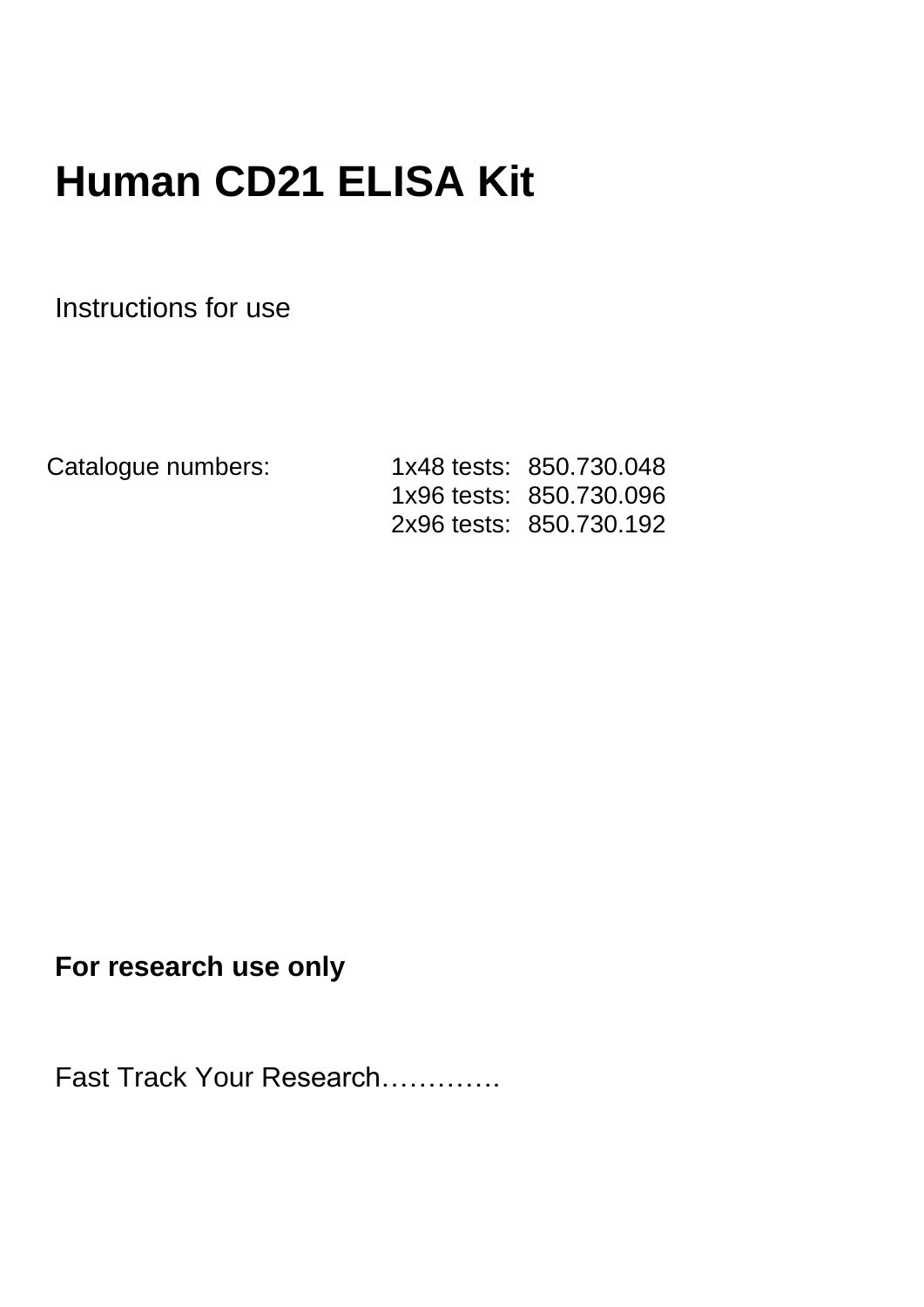# Human CD21 ELISA Kit

Instructions for use

| Catalogue numbers: | 1x48 tests: | 850.730.048 |
| --- | --- | --- |
| | 1x96 tests: | 850.730.096 |
| | 2x96 tests: | 850.730.192 |

**For research use only**

Fast Track Your Research………….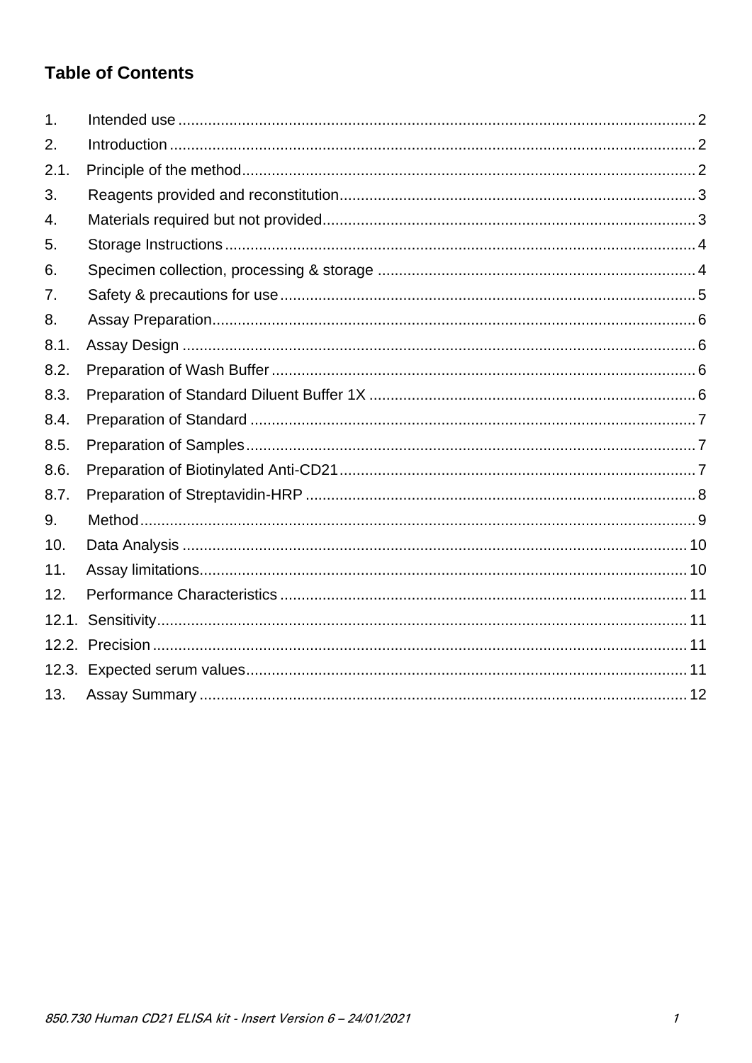## Table of Contents

| | | |
|---|---|---|
| 1. | Intended use | 2 |
| 2. | Introduction | 2 |
| 2.1. | Principle of the method | 2 |
| 3. | Reagents provided and reconstitution | 3 |
| 4. | Materials required but not provided | 3 |
| 5. | Storage Instructions | 4 |
| 6. | Specimen collection, processing & storage | 4 |
| 7. | Safety & precautions for use | 5 |
| 8. | Assay Preparation | 6 |
| 8.1. | Assay Design | 6 |
| 8.2. | Preparation of Wash Buffer | 6 |
| 8.3. | Preparation of Standard Diluent Buffer 1X | 6 |
| 8.4. | Preparation of Standard | 7 |
| 8.5. | Preparation of Samples | 7 |
| 8.6. | Preparation of Biotinylated Anti-CD21 | 7 |
| 8.7. | Preparation of Streptavidin-HRP | 8 |
| 9. | Method | 9 |
| 10. | Data Analysis | 10 |
| 11. | Assay limitations | 10 |
| 12. | Performance Characteristics | 11 |
| 12.1. | Sensitivity | 11 |
| 12.2. | Precision | 11 |
| 12.3. | Expected serum values | 11 |
| 13. | Assay Summary | 12 |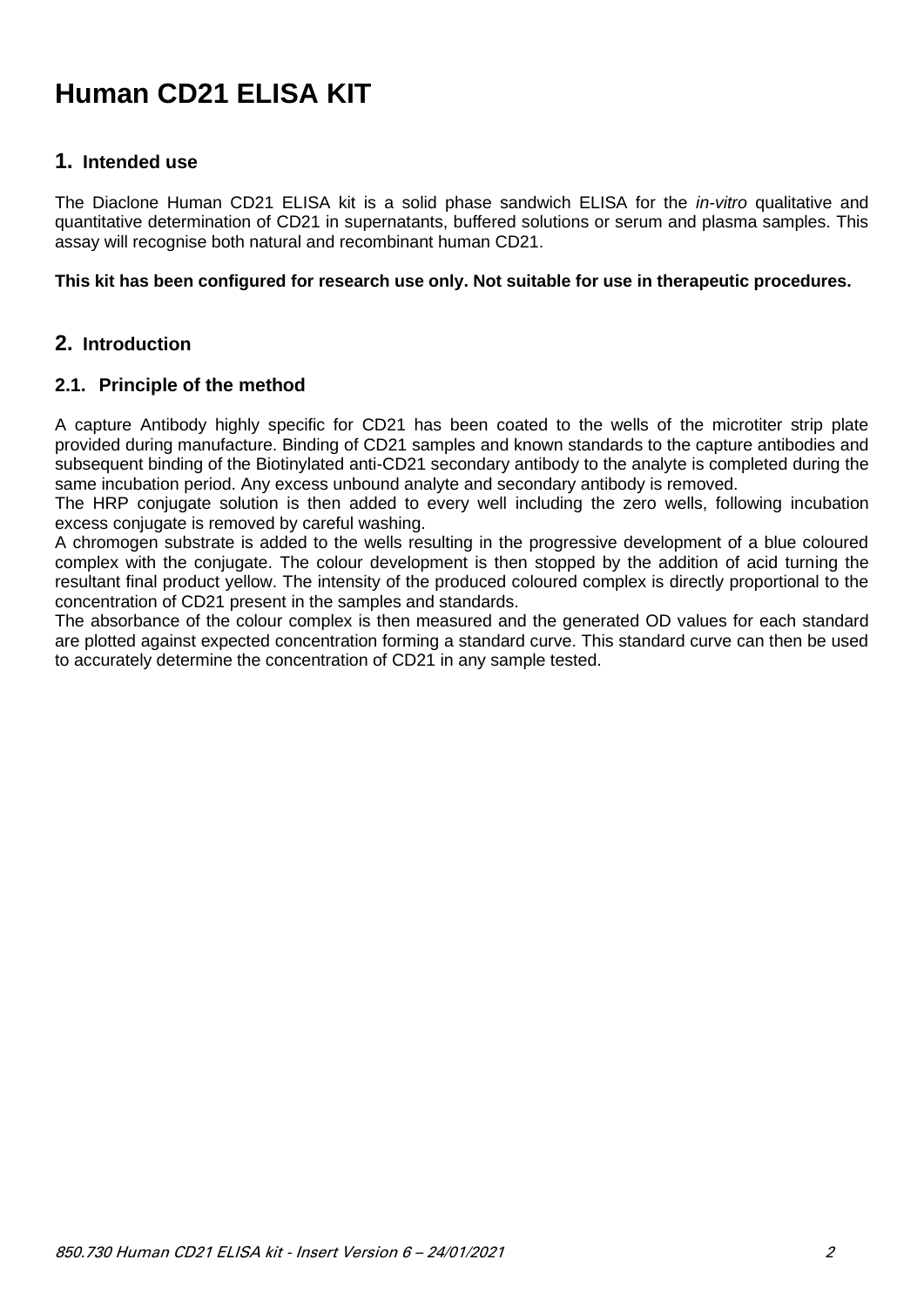# Human CD21 ELISA KIT

## 1. Intended use

The Diaclone Human CD21 ELISA kit is a solid phase sandwich ELISA for the *in-vitro* qualitative and quantitative determination of CD21 in supernatants, buffered solutions or serum and plasma samples. This assay will recognise both natural and recombinant human CD21.

**This kit has been configured for research use only. Not suitable for use in therapeutic procedures.**

## 2. Introduction

### 2.1. Principle of the method

A capture Antibody highly specific for CD21 has been coated to the wells of the microtiter strip plate provided during manufacture. Binding of CD21 samples and known standards to the capture antibodies and subsequent binding of the Biotinylated anti-CD21 secondary antibody to the analyte is completed during the same incubation period. Any excess unbound analyte and secondary antibody is removed.
The HRP conjugate solution is then added to every well including the zero wells, following incubation excess conjugate is removed by careful washing.
A chromogen substrate is added to the wells resulting in the progressive development of a blue coloured complex with the conjugate. The colour development is then stopped by the addition of acid turning the resultant final product yellow. The intensity of the produced coloured complex is directly proportional to the concentration of CD21 present in the samples and standards.
The absorbance of the colour complex is then measured and the generated OD values for each standard are plotted against expected concentration forming a standard curve. This standard curve can then be used to accurately determine the concentration of CD21 in any sample tested.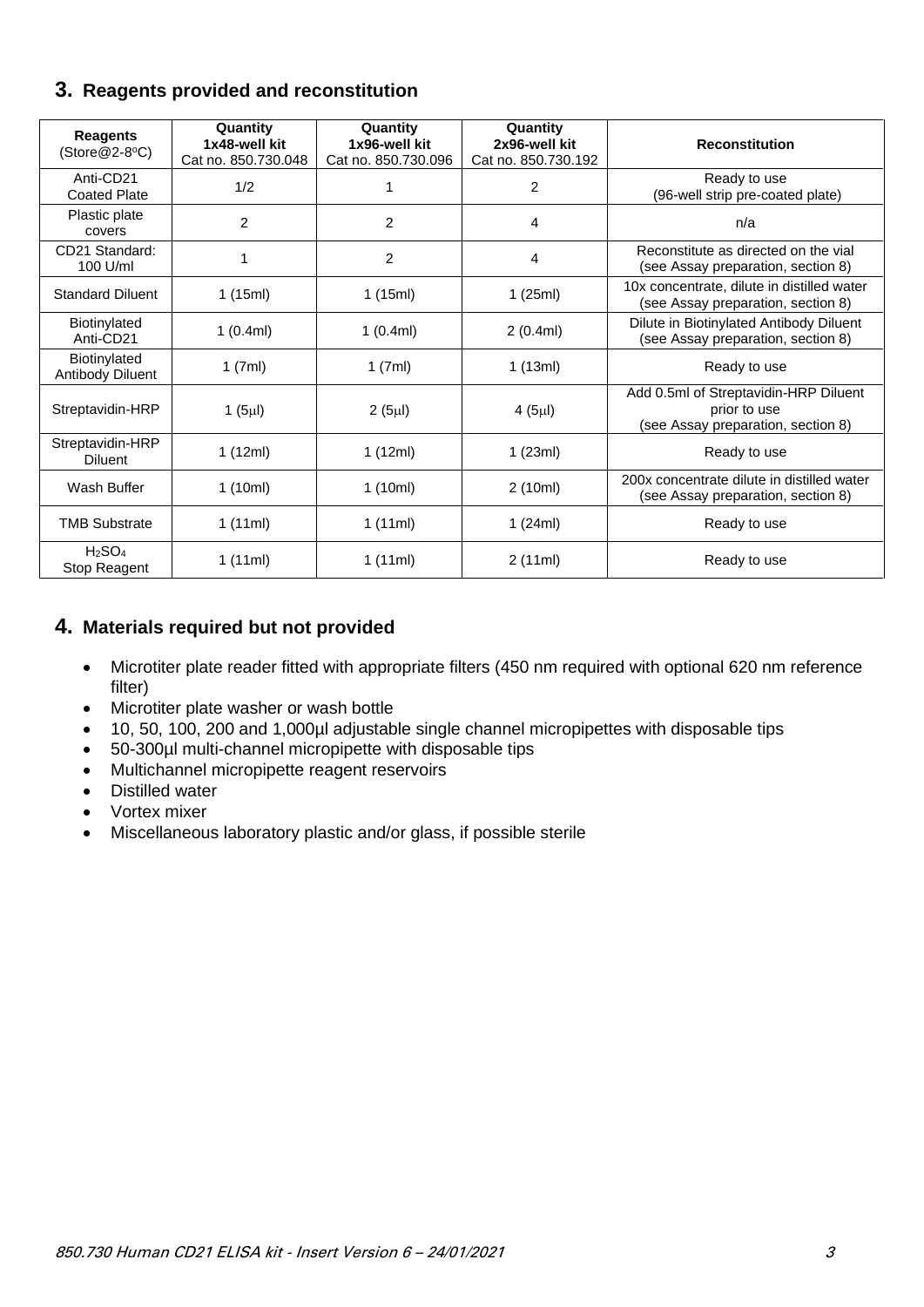## 3. Reagents provided and reconstitution

| Reagents (Store@2-8°C) | Quantity 1x48-well kit Cat no. 850.730.048 | Quantity 1x96-well kit Cat no. 850.730.096 | Quantity 2x96-well kit Cat no. 850.730.192 | Reconstitution |
|---|---|---|---|---|
| Anti-CD21 Coated Plate | 1/2 | 1 | 2 | Ready to use (96-well strip pre-coated plate) |
| Plastic plate covers | 2 | 2 | 4 | n/a |
| CD21 Standard: 100 U/ml | 1 | 2 | 4 | Reconstitute as directed on the vial (see Assay preparation, section 8) |
| Standard Diluent | 1 (15ml) | 1 (15ml) | 1 (25ml) | 10x concentrate, dilute in distilled water (see Assay preparation, section 8) |
| Biotinylated Anti-CD21 | 1 (0.4ml) | 1 (0.4ml) | 2 (0.4ml) | Dilute in Biotinylated Antibody Diluent (see Assay preparation, section 8) |
| Biotinylated Antibody Diluent | 1 (7ml) | 1 (7ml) | 1 (13ml) | Ready to use |
| Streptavidin-HRP | 1 (5µl) | 2 (5µl) | 4 (5µl) | Add 0.5ml of Streptavidin-HRP Diluent prior to use (see Assay preparation, section 8) |
| Streptavidin-HRP Diluent | 1 (12ml) | 1 (12ml) | 1 (23ml) | Ready to use |
| Wash Buffer | 1 (10ml) | 1 (10ml) | 2 (10ml) | 200x concentrate dilute in distilled water (see Assay preparation, section 8) |
| TMB Substrate | 1 (11ml) | 1 (11ml) | 1 (24ml) | Ready to use |
| $H_2SO_4$ Stop Reagent | 1 (11ml) | 1 (11ml) | 2 (11ml) | Ready to use |

## 4. Materials required but not provided

- Microtiter plate reader fitted with appropriate filters (450 nm required with optional 620 nm reference filter)
- Microtiter plate washer or wash bottle
- 10, 50, 100, 200 and 1,000µl adjustable single channel micropipettes with disposable tips
- 50-300µl multi-channel micropipette with disposable tips
- Multichannel micropipette reagent reservoirs
- Distilled water
- Vortex mixer
- Miscellaneous laboratory plastic and/or glass, if possible sterile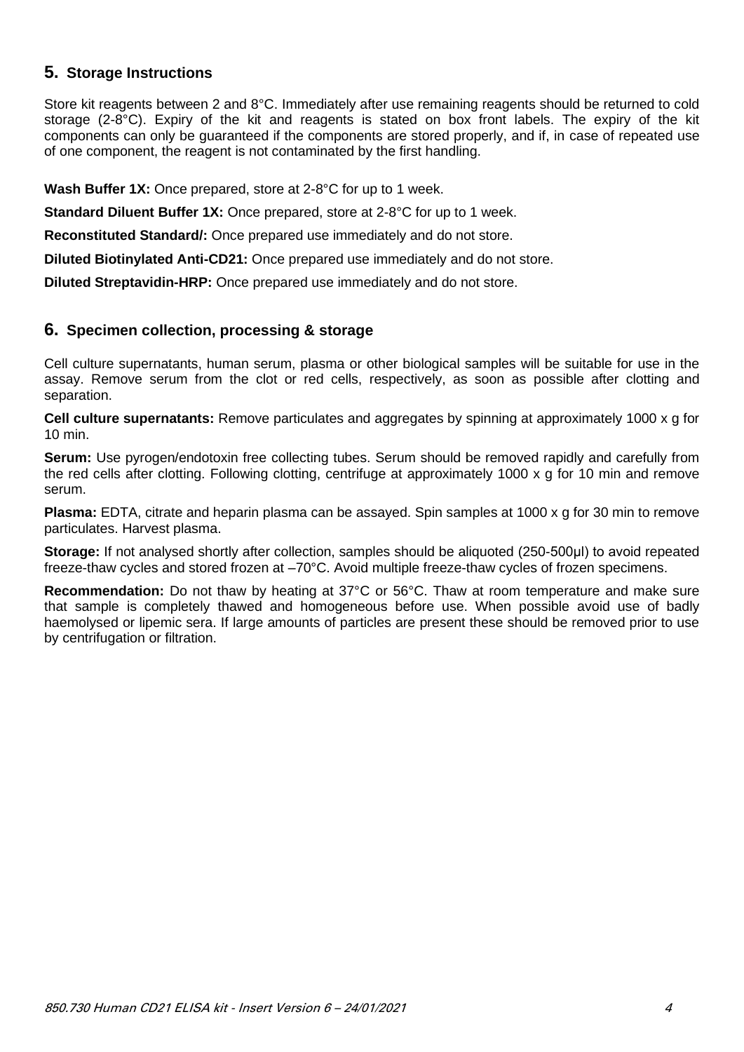## 5. Storage Instructions

Store kit reagents between 2 and 8°C. Immediately after use remaining reagents should be returned to cold storage (2-8°C). Expiry of the kit and reagents is stated on box front labels. The expiry of the kit components can only be guaranteed if the components are stored properly, and if, in case of repeated use of one component, the reagent is not contaminated by the first handling.

**Wash Buffer 1X:** Once prepared, store at 2-8°C for up to 1 week.

**Standard Diluent Buffer 1X:** Once prepared, store at 2-8°C for up to 1 week.

**Reconstituted Standard/:** Once prepared use immediately and do not store.

**Diluted Biotinylated Anti-CD21:** Once prepared use immediately and do not store.

**Diluted Streptavidin-HRP:** Once prepared use immediately and do not store.

## 6. Specimen collection, processing & storage

Cell culture supernatants, human serum, plasma or other biological samples will be suitable for use in the assay. Remove serum from the clot or red cells, respectively, as soon as possible after clotting and separation.

**Cell culture supernatants:** Remove particulates and aggregates by spinning at approximately 1000 x g for 10 min.

**Serum:** Use pyrogen/endotoxin free collecting tubes. Serum should be removed rapidly and carefully from the red cells after clotting. Following clotting, centrifuge at approximately 1000 x g for 10 min and remove serum.

**Plasma:** EDTA, citrate and heparin plasma can be assayed. Spin samples at 1000 x g for 30 min to remove particulates. Harvest plasma.

**Storage:** If not analysed shortly after collection, samples should be aliquoted (250-500µl) to avoid repeated freeze-thaw cycles and stored frozen at –70°C. Avoid multiple freeze-thaw cycles of frozen specimens.

**Recommendation:** Do not thaw by heating at 37°C or 56°C. Thaw at room temperature and make sure that sample is completely thawed and homogeneous before use. When possible avoid use of badly haemolysed or lipemic sera. If large amounts of particles are present these should be removed prior to use by centrifugation or filtration.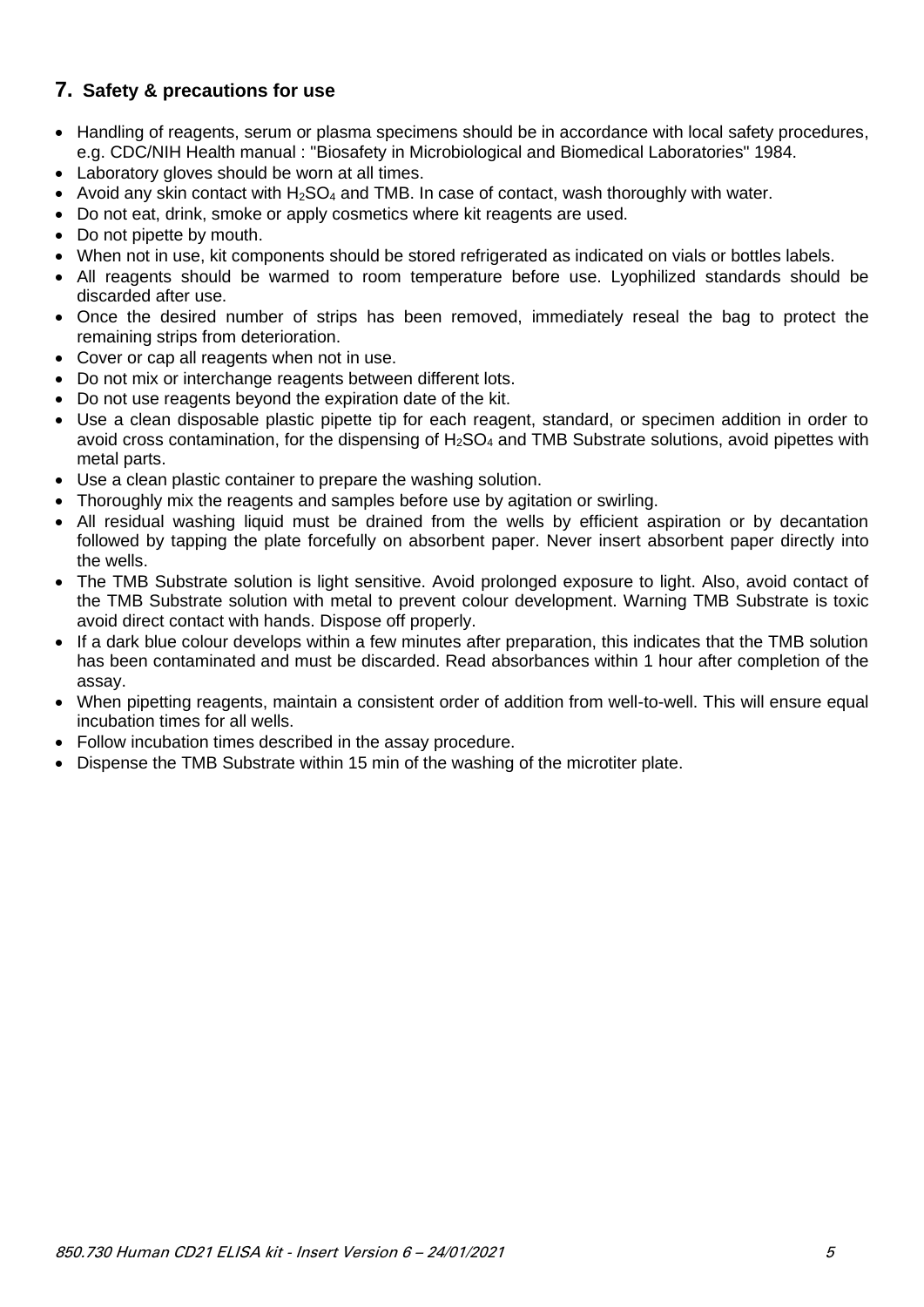## 7. Safety & precautions for use

- Handling of reagents, serum or plasma specimens should be in accordance with local safety procedures, e.g. CDC/NIH Health manual : "Biosafety in Microbiological and Biomedical Laboratories" 1984.
- Laboratory gloves should be worn at all times.
- Avoid any skin contact with $H_2SO_4$ and TMB. In case of contact, wash thoroughly with water.
- Do not eat, drink, smoke or apply cosmetics where kit reagents are used.
- Do not pipette by mouth.
- When not in use, kit components should be stored refrigerated as indicated on vials or bottles labels.
- All reagents should be warmed to room temperature before use. Lyophilized standards should be discarded after use.
- Once the desired number of strips has been removed, immediately reseal the bag to protect the remaining strips from deterioration.
- Cover or cap all reagents when not in use.
- Do not mix or interchange reagents between different lots.
- Do not use reagents beyond the expiration date of the kit.
- Use a clean disposable plastic pipette tip for each reagent, standard, or specimen addition in order to avoid cross contamination, for the dispensing of $H_2SO_4$ and TMB Substrate solutions, avoid pipettes with metal parts.
- Use a clean plastic container to prepare the washing solution.
- Thoroughly mix the reagents and samples before use by agitation or swirling.
- All residual washing liquid must be drained from the wells by efficient aspiration or by decantation followed by tapping the plate forcefully on absorbent paper. Never insert absorbent paper directly into the wells.
- The TMB Substrate solution is light sensitive. Avoid prolonged exposure to light. Also, avoid contact of the TMB Substrate solution with metal to prevent colour development. Warning TMB Substrate is toxic avoid direct contact with hands. Dispose off properly.
- If a dark blue colour develops within a few minutes after preparation, this indicates that the TMB solution has been contaminated and must be discarded. Read absorbances within 1 hour after completion of the assay.
- When pipetting reagents, maintain a consistent order of addition from well-to-well. This will ensure equal incubation times for all wells.
- Follow incubation times described in the assay procedure.
- Dispense the TMB Substrate within 15 min of the washing of the microtiter plate.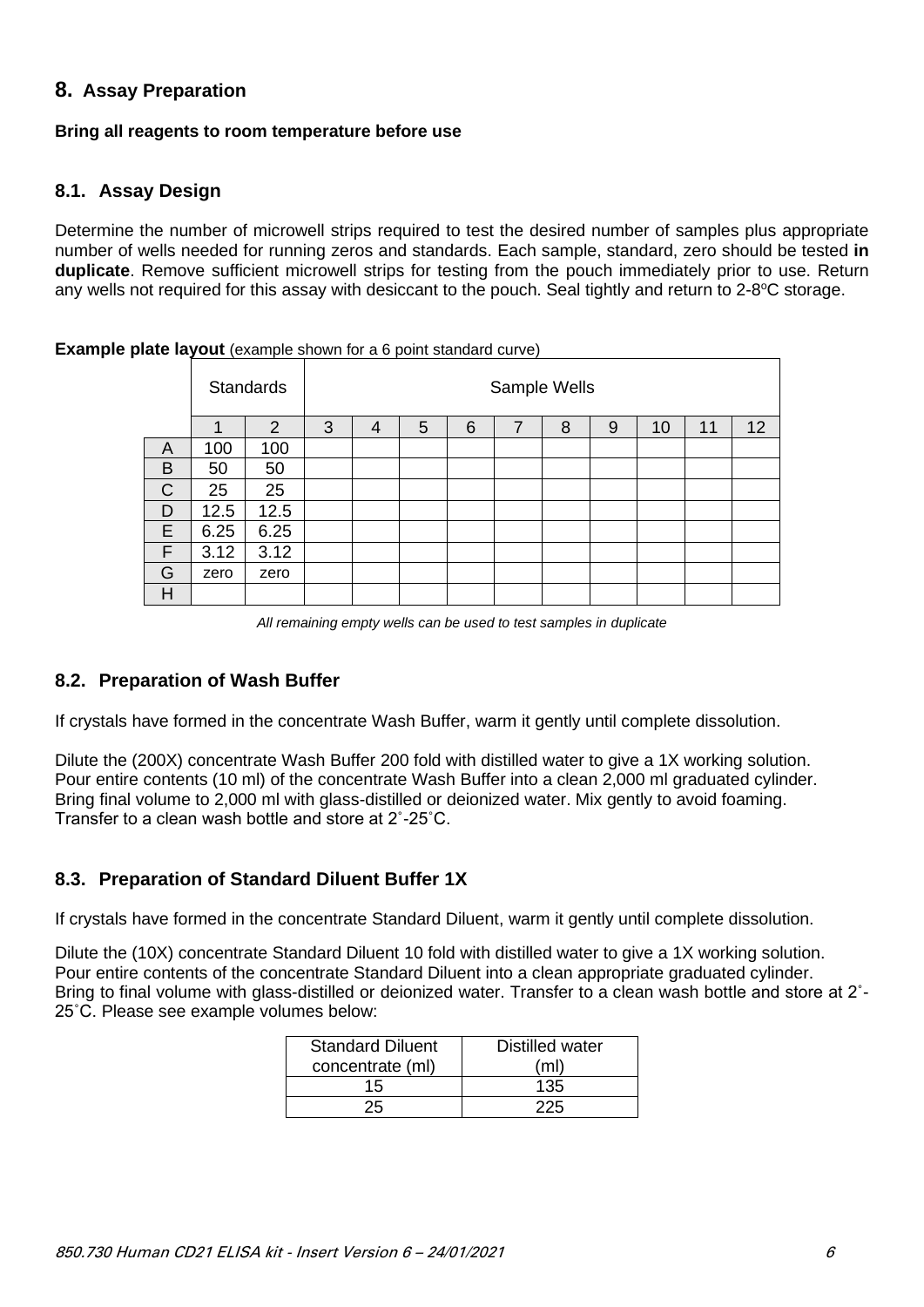## 8. Assay Preparation

**Bring all reagents to room temperature before use**

### 8.1. Assay Design

Determine the number of microwell strips required to test the desired number of samples plus appropriate number of wells needed for running zeros and standards. Each sample, standard, zero should be tested **in duplicate**. Remove sufficient microwell strips for testing from the pouch immediately prior to use. Return any wells not required for this assay with desiccant to the pouch. Seal tightly and return to 2-8ºC storage.

**Example plate layout** (example shown for a 6 point standard curve)

| | Standards | | Sample Wells | | | | | | | | | |
|---|---|---|---|---|---|---|---|---|---|---|---|---|
| | 1 | 2 | 3 | 4 | 5 | 6 | 7 | 8 | 9 | 10 | 11 | 12 |
| A | 100 | 100 | | | | | | | | | | |
| B | 50 | 50 | | | | | | | | | | |
| C | 25 | 25 | | | | | | | | | | |
| D | 12.5 | 12.5 | | | | | | | | | | |
| E | 6.25 | 6.25 | | | | | | | | | | |
| F | 3.12 | 3.12 | | | | | | | | | | |
| G | zero | zero | | | | | | | | | | |
| H | | | | | | | | | | | | |

*All remaining empty wells can be used to test samples in duplicate*

### 8.2. Preparation of Wash Buffer

If crystals have formed in the concentrate Wash Buffer, warm it gently until complete dissolution.

Dilute the (200X) concentrate Wash Buffer 200 fold with distilled water to give a 1X working solution. Pour entire contents (10 ml) of the concentrate Wash Buffer into a clean 2,000 ml graduated cylinder. Bring final volume to 2,000 ml with glass-distilled or deionized water. Mix gently to avoid foaming. Transfer to a clean wash bottle and store at 2°-25°C.

### 8.3. Preparation of Standard Diluent Buffer 1X

If crystals have formed in the concentrate Standard Diluent, warm it gently until complete dissolution.

Dilute the (10X) concentrate Standard Diluent 10 fold with distilled water to give a 1X working solution. Pour entire contents of the concentrate Standard Diluent into a clean appropriate graduated cylinder. Bring to final volume with glass-distilled or deionized water. Transfer to a clean wash bottle and store at 2°-25°C. Please see example volumes below:

| Standard Diluent concentrate (ml) | Distilled water (ml) |
|---|---|
| 15 | 135 |
| 25 | 225 |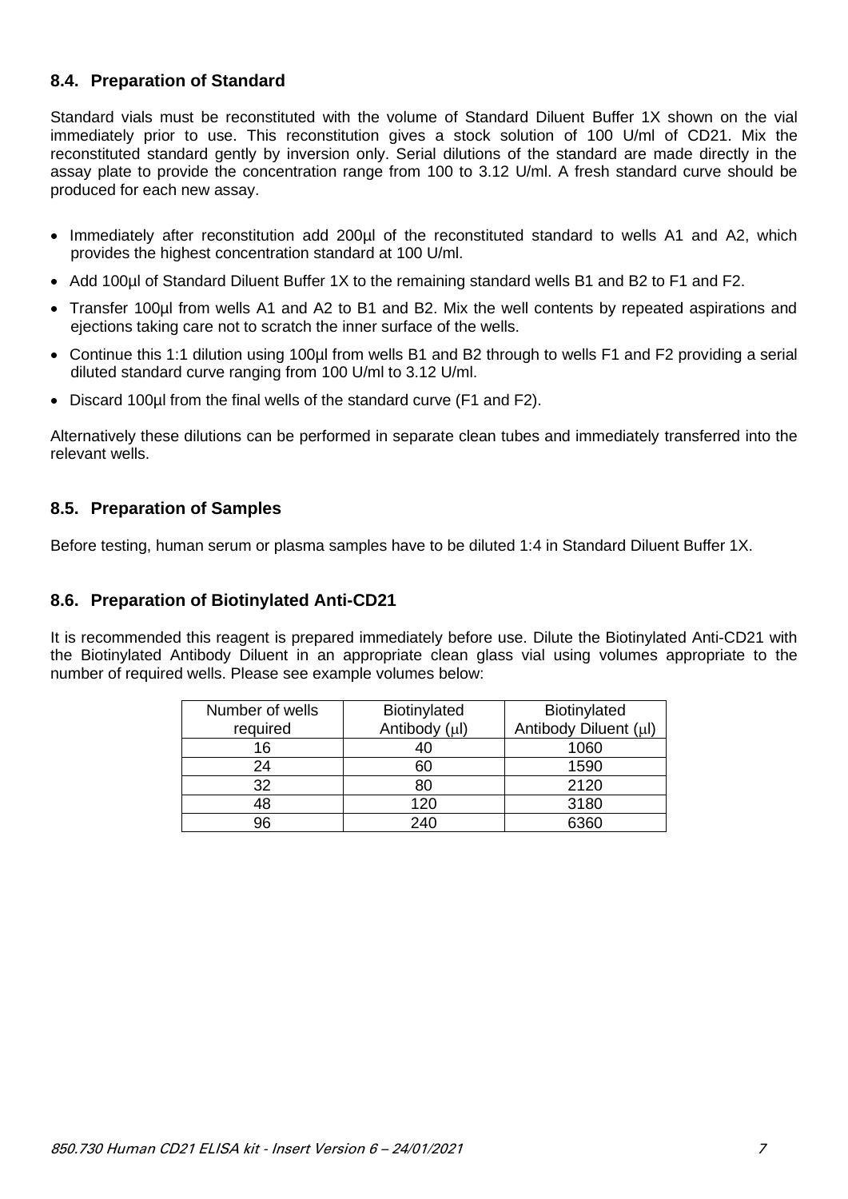## 8.4. Preparation of Standard

Standard vials must be reconstituted with the volume of Standard Diluent Buffer 1X shown on the vial immediately prior to use. This reconstitution gives a stock solution of 100 U/ml of CD21. Mix the reconstituted standard gently by inversion only. Serial dilutions of the standard are made directly in the assay plate to provide the concentration range from 100 to 3.12 U/ml. A fresh standard curve should be produced for each new assay.

- Immediately after reconstitution add 200µl of the reconstituted standard to wells A1 and A2, which provides the highest concentration standard at 100 U/ml.
- Add 100µl of Standard Diluent Buffer 1X to the remaining standard wells B1 and B2 to F1 and F2.
- Transfer 100µl from wells A1 and A2 to B1 and B2. Mix the well contents by repeated aspirations and ejections taking care not to scratch the inner surface of the wells.
- Continue this 1:1 dilution using 100µl from wells B1 and B2 through to wells F1 and F2 providing a serial diluted standard curve ranging from 100 U/ml to 3.12 U/ml.
- Discard 100µl from the final wells of the standard curve (F1 and F2).

Alternatively these dilutions can be performed in separate clean tubes and immediately transferred into the relevant wells.

## 8.5. Preparation of Samples

Before testing, human serum or plasma samples have to be diluted 1:4 in Standard Diluent Buffer 1X.

## 8.6. Preparation of Biotinylated Anti-CD21

It is recommended this reagent is prepared immediately before use. Dilute the Biotinylated Anti-CD21 with the Biotinylated Antibody Diluent in an appropriate clean glass vial using volumes appropriate to the number of required wells. Please see example volumes below:

| Number of wells required | Biotinylated Antibody (µl) | Biotinylated Antibody Diluent (µl) |
|---|---|---|
| 16 | 40 | 1060 |
| 24 | 60 | 1590 |
| 32 | 80 | 2120 |
| 48 | 120 | 3180 |
| 96 | 240 | 6360 |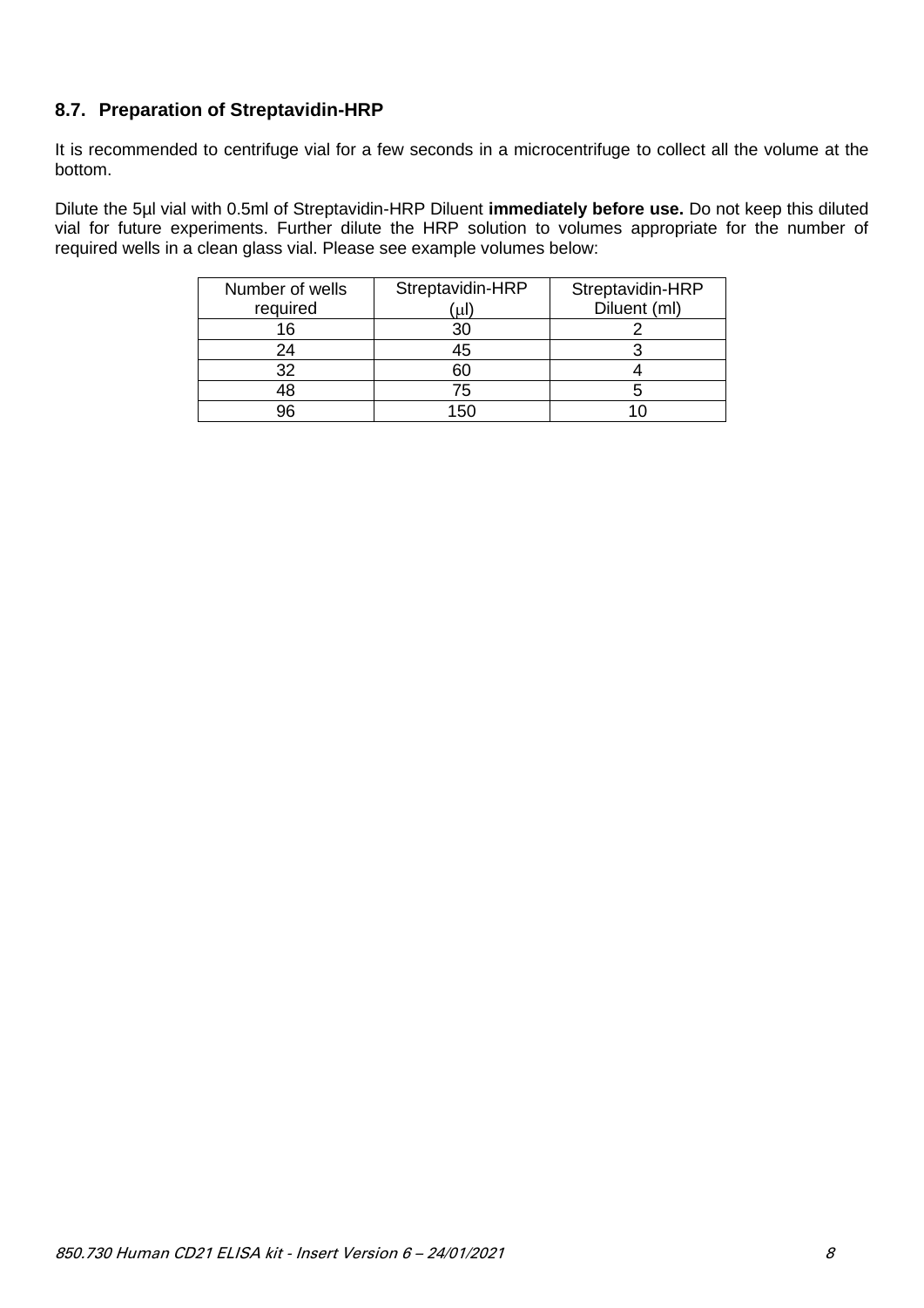### 8.7. Preparation of Streptavidin-HRP

It is recommended to centrifuge vial for a few seconds in a microcentrifuge to collect all the volume at the bottom.

Dilute the 5µl vial with 0.5ml of Streptavidin-HRP Diluent **immediately before use.** Do not keep this diluted vial for future experiments. Further dilute the HRP solution to volumes appropriate for the number of required wells in a clean glass vial. Please see example volumes below:

| Number of wells required | Streptavidin-HRP (µl) | Streptavidin-HRP Diluent (ml) |
|---|---|---|
| 16 | 30 | 2 |
| 24 | 45 | 3 |
| 32 | 60 | 4 |
| 48 | 75 | 5 |
| 96 | 150 | 10 |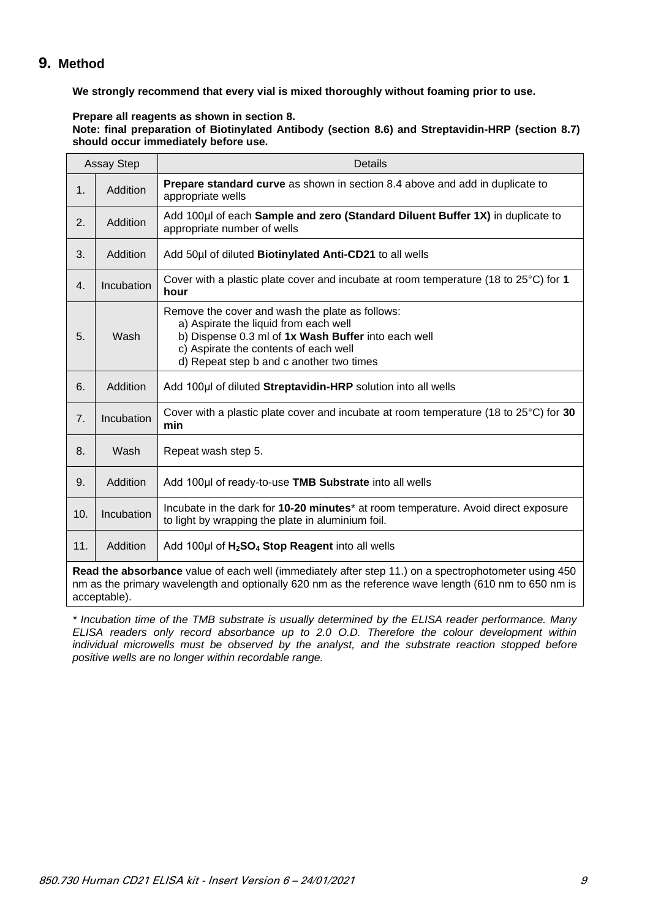## 9. Method

**We strongly recommend that every vial is mixed thoroughly without foaming prior to use.**

**Prepare all reagents as shown in section 8.**
**Note: final preparation of Biotinylated Antibody (section 8.6) and Streptavidin-HRP (section 8.7) should occur immediately before use.**

| Assay Step | | Details |
|---|---|---|
| 1. | Addition | **Prepare standard curve** as shown in section 8.4 above and add in duplicate to appropriate wells |
| 2. | Addition | Add 100µl of each **Sample and zero (Standard Diluent Buffer 1X)** in duplicate to appropriate number of wells |
| 3. | Addition | Add 50µl of diluted **Biotinylated Anti-CD21** to all wells |
| 4. | Incubation | Cover with a plastic plate cover and incubate at room temperature (18 to 25°C) for **1 hour** |
| 5. | Wash | Remove the cover and wash the plate as follows:<br>a) Aspirate the liquid from each well<br>b) Dispense 0.3 ml of **1x Wash Buffer** into each well<br>c) Aspirate the contents of each well<br>d) Repeat step b and c another two times |
| 6. | Addition | Add 100µl of diluted **Streptavidin-HRP** solution into all wells |
| 7. | Incubation | Cover with a plastic plate cover and incubate at room temperature (18 to 25°C) for **30 min** |
| 8. | Wash | Repeat wash step 5. |
| 9. | Addition | Add 100µl of ready-to-use **TMB Substrate** into all wells |
| 10. | Incubation | Incubate in the dark for **10-20 minutes*** at room temperature. Avoid direct exposure to light by wrapping the plate in aluminium foil. |
| 11. | Addition | Add 100µl of **$H_2SO_4$ Stop Reagent** into all wells |
| **Read the absorbance** value of each well (immediately after step 11.) on a spectrophotometer using 450 nm as the primary wavelength and optionally 620 nm as the reference wave length (610 nm to 650 nm is acceptable). | | |

*\* Incubation time of the TMB substrate is usually determined by the ELISA reader performance. Many ELISA readers only record absorbance up to 2.0 O.D. Therefore the colour development within individual microwells must be observed by the analyst, and the substrate reaction stopped before positive wells are no longer within recordable range.*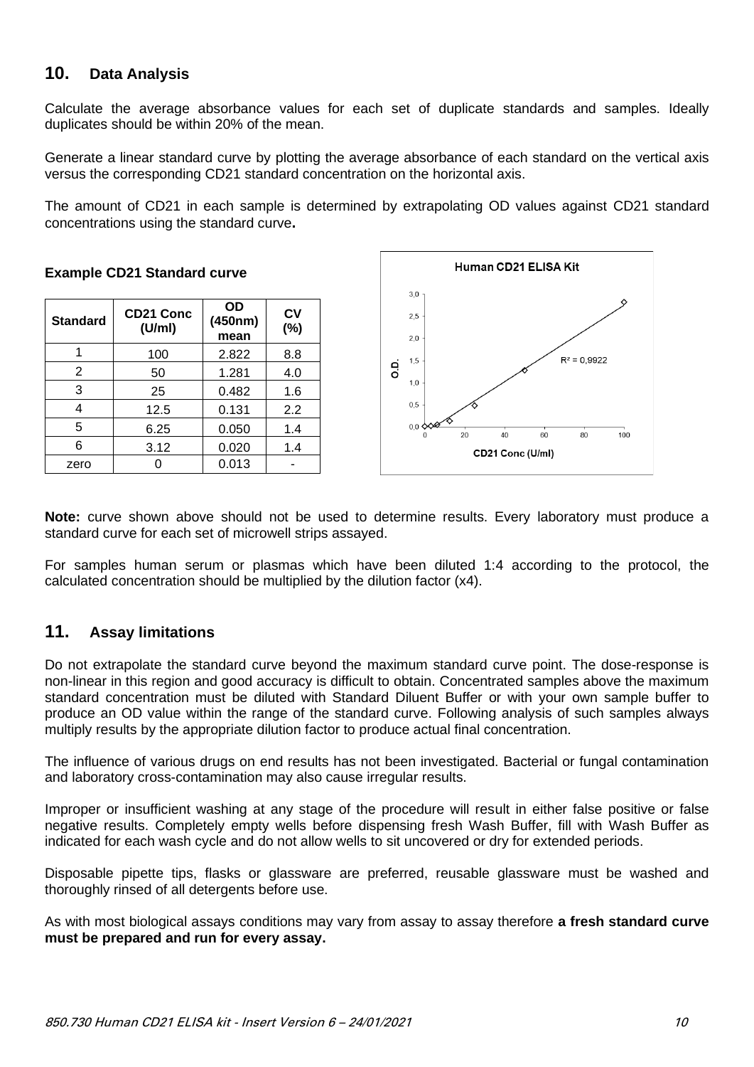## 10. Data Analysis

Calculate the average absorbance values for each set of duplicate standards and samples. Ideally duplicates should be within 20% of the mean.

Generate a linear standard curve by plotting the average absorbance of each standard on the vertical axis versus the corresponding CD21 standard concentration on the horizontal axis.

The amount of CD21 in each sample is determined by extrapolating OD values against CD21 standard concentrations using the standard curve**.**

**Example CD21 Standard curve**

| Standard | CD21 Conc (U/ml) | OD (450nm) mean | CV (%) |
|---|---|---|---|
| 1 | 100 | 2.822 | 8.8 |
| 2 | 50 | 1.281 | 4.0 |
| 3 | 25 | 0.482 | 1.6 |
| 4 | 12.5 | 0.131 | 2.2 |
| 5 | 6.25 | 0.050 | 1.4 |
| 6 | 3.12 | 0.020 | 1.4 |
| zero | 0 | 0.013 | - |

**Note:** curve shown above should not be used to determine results. Every laboratory must produce a standard curve for each set of microwell strips assayed.

For samples human serum or plasmas which have been diluted 1:4 according to the protocol, the calculated concentration should be multiplied by the dilution factor (x4).

## 11. Assay limitations

Do not extrapolate the standard curve beyond the maximum standard curve point. The dose-response is non-linear in this region and good accuracy is difficult to obtain. Concentrated samples above the maximum standard concentration must be diluted with Standard Diluent Buffer or with your own sample buffer to produce an OD value within the range of the standard curve. Following analysis of such samples always multiply results by the appropriate dilution factor to produce actual final concentration.

The influence of various drugs on end results has not been investigated. Bacterial or fungal contamination and laboratory cross-contamination may also cause irregular results.

Improper or insufficient washing at any stage of the procedure will result in either false positive or false negative results. Completely empty wells before dispensing fresh Wash Buffer, fill with Wash Buffer as indicated for each wash cycle and do not allow wells to sit uncovered or dry for extended periods.

Disposable pipette tips, flasks or glassware are preferred, reusable glassware must be washed and thoroughly rinsed of all detergents before use.

As with most biological assays conditions may vary from assay to assay therefore **a fresh standard curve must be prepared and run for every assay.**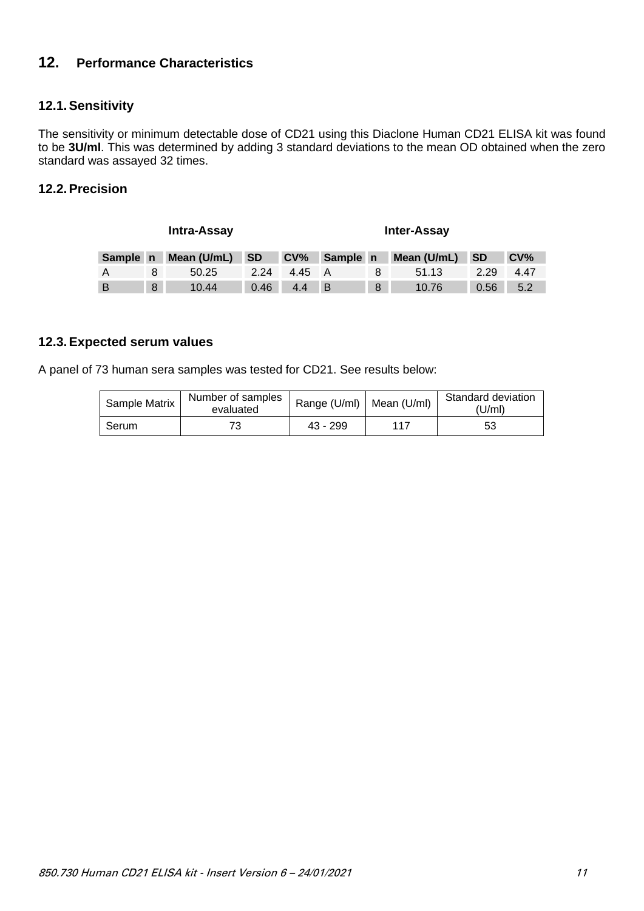## 12. Performance Characteristics

### 12.1. Sensitivity

The sensitivity or minimum detectable dose of CD21 using this Diaclone Human CD21 ELISA kit was found to be **3U/ml**. This was determined by adding 3 standard deviations to the mean OD obtained when the zero standard was assayed 32 times.

### 12.2. Precision

| Intra-Assay | | | | | Inter-Assay | | | | |
|---|---|---|---|---|---|---|---|---|---|
| **Sample** | **n** | **Mean (U/mL)** | **SD** | **CV%** | **Sample** | **n** | **Mean (U/mL)** | **SD** | **CV%** |
| A | 8 | 50.25 | 2.24 | 4.45 | A | 8 | 51.13 | 2.29 | 4.47 |
| B | 8 | 10.44 | 0.46 | 4.4 | B | 8 | 10.76 | 0.56 | 5.2 |

### 12.3. Expected serum values

A panel of 73 human sera samples was tested for CD21. See results below:

| Sample Matrix | Number of samples evaluated | Range (U/ml) | Mean (U/ml) | Standard deviation (U/ml) |
|---|---|---|---|---|
| Serum | 73 | 43 - 299 | 117 | 53 |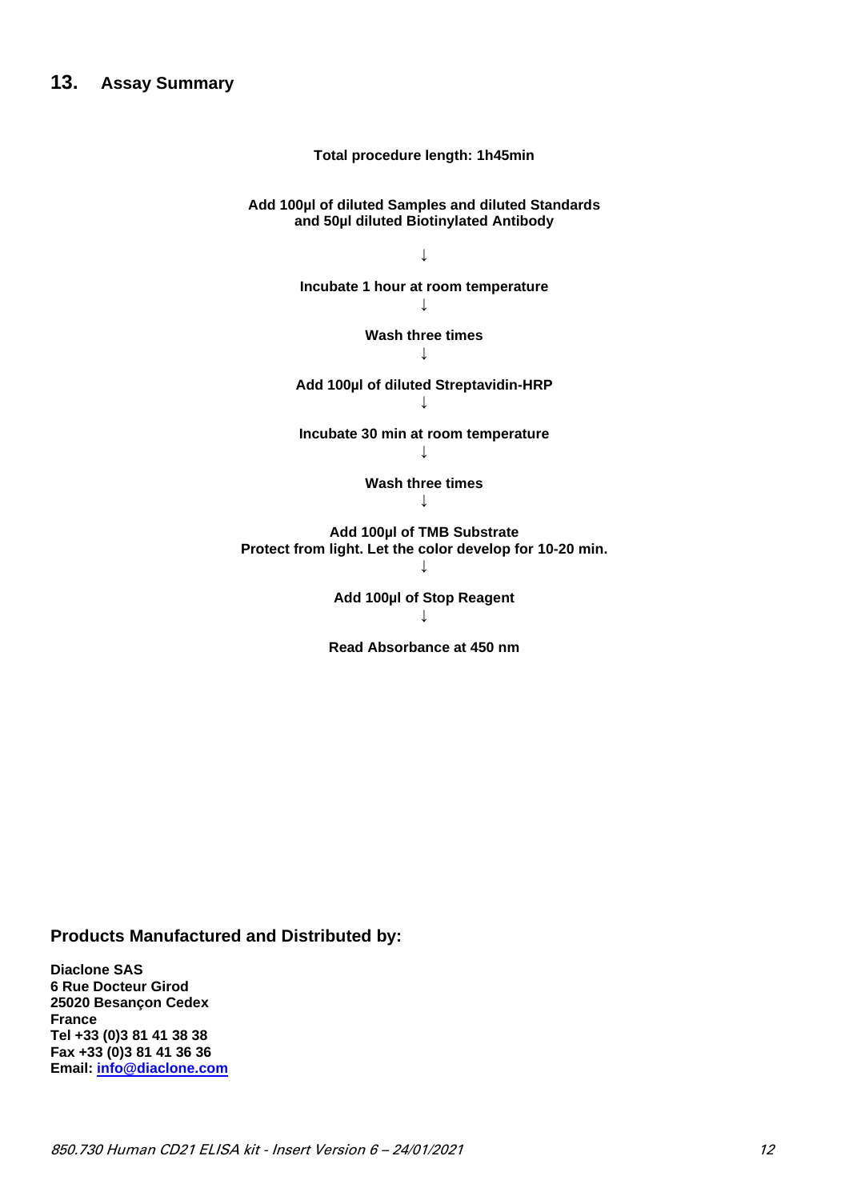## 13. Assay Summary

**Total procedure length: 1h45min**

**Add 100µl of diluted Samples and diluted Standards and 50µl diluted Biotinylated Antibody**

↓

**Incubate 1 hour at room temperature**

↓

**Wash three times**

↓

**Add 100µl of diluted Streptavidin-HRP**

↓

**Incubate 30 min at room temperature**

↓

**Wash three times**

↓

**Add 100µl of TMB Substrate**
**Protect from light. Let the color develop for 10-20 min.**

↓

**Add 100µl of Stop Reagent**

↓

**Read Absorbance at 450 nm**

### Products Manufactured and Distributed by:

**Diaclone SAS**
**6 Rue Docteur Girod**
**25020 Besançon Cedex**
**France**
**Tel +33 (0)3 81 41 38 38**
**Fax +33 (0)3 81 41 36 36**
**Email: info@diaclone.com**